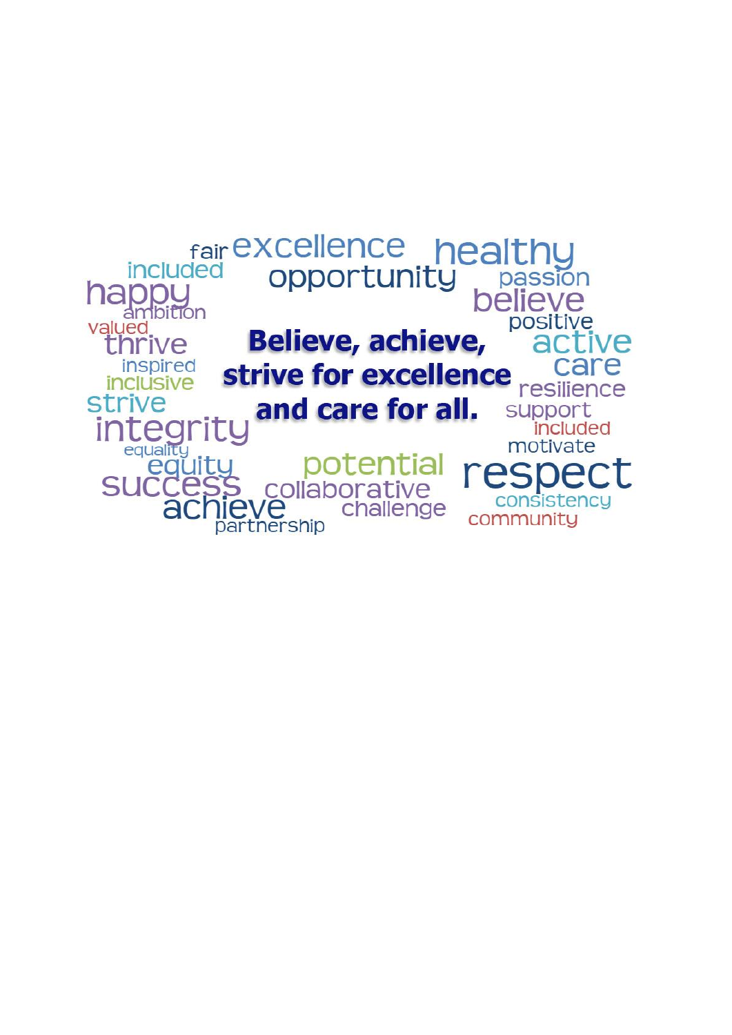**Believe, achieve, strive for excellence and care for all.**

fair excellence healthy included opportunity passion happy believe ambition positive valued thrive active inspired care inclusive resilience strive support integrity included equality motivate equity potential respect success collaborative consistency achieve challenge community partnership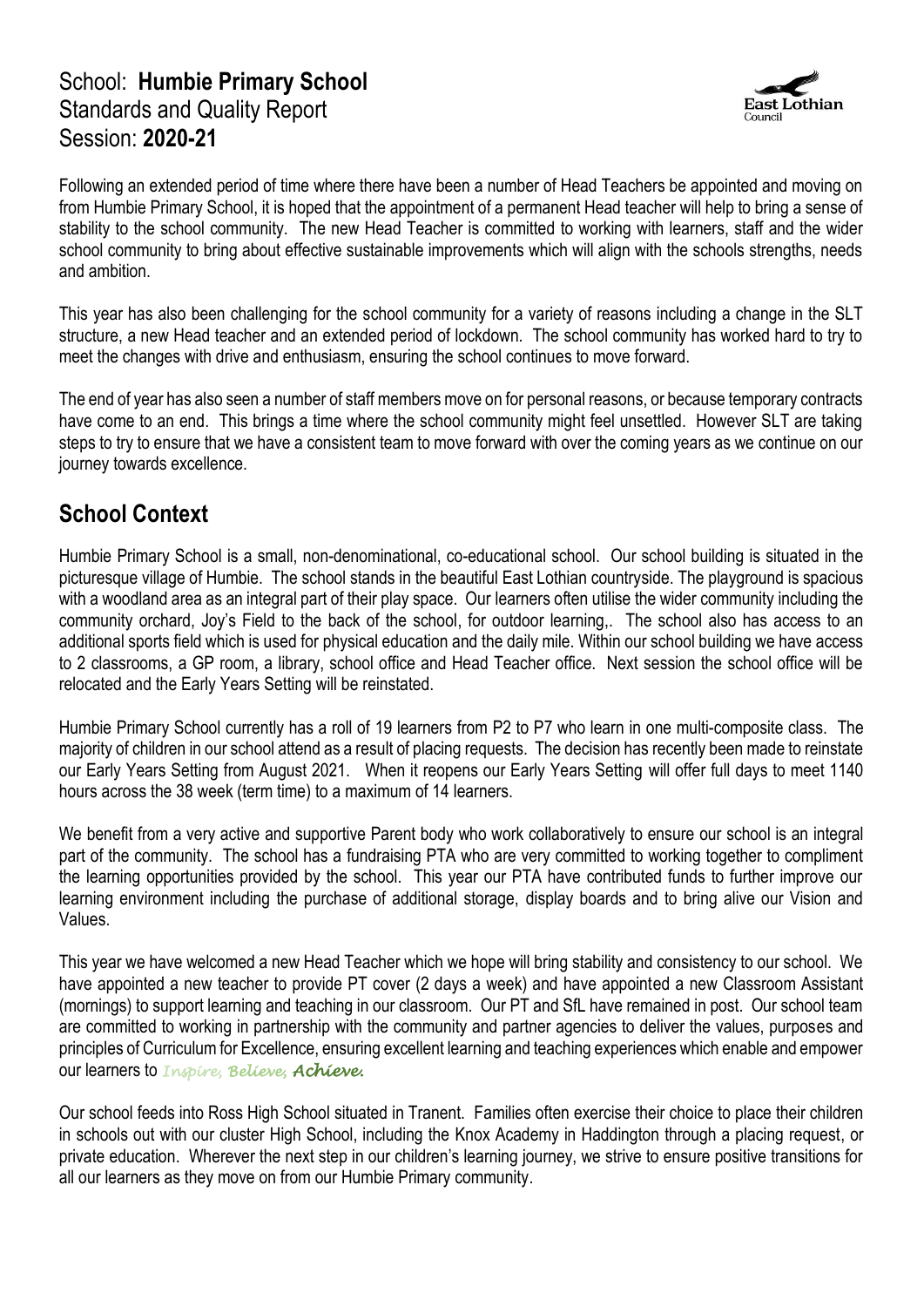School: **Humbie Primary School**
Standards and Quality Report
Session: **2020-21**

Following an extended period of time where there have been a number of Head Teachers be appointed and moving on from Humbie Primary School, it is hoped that the appointment of a permanent Head teacher will help to bring a sense of stability to the school community. The new Head Teacher is committed to working with learners, staff and the wider school community to bring about effective sustainable improvements which will align with the schools strengths, needs and ambition.

This year has also been challenging for the school community for a variety of reasons including a change in the SLT structure, a new Head teacher and an extended period of lockdown. The school community has worked hard to try to meet the changes with drive and enthusiasm, ensuring the school continues to move forward.

The end of year has also seen a number of staff members move on for personal reasons, or because temporary contracts have come to an end. This brings a time where the school community might feel unsettled. However SLT are taking steps to try to ensure that we have a consistent team to move forward with over the coming years as we continue on our journey towards excellence.

## School Context

Humbie Primary School is a small, non-denominational, co-educational school. Our school building is situated in the picturesque village of Humbie. The school stands in the beautiful East Lothian countryside. The playground is spacious with a woodland area as an integral part of their play space. Our learners often utilise the wider community including the community orchard, Joy's Field to the back of the school, for outdoor learning,. The school also has access to an additional sports field which is used for physical education and the daily mile. Within our school building we have access to 2 classrooms, a GP room, a library, school office and Head Teacher office. Next session the school office will be relocated and the Early Years Setting will be reinstated.

Humbie Primary School currently has a roll of 19 learners from P2 to P7 who learn in one multi-composite class. The majority of children in our school attend as a result of placing requests. The decision has recently been made to reinstate our Early Years Setting from August 2021. When it reopens our Early Years Setting will offer full days to meet 1140 hours across the 38 week (term time) to a maximum of 14 learners.

We benefit from a very active and supportive Parent body who work collaboratively to ensure our school is an integral part of the community. The school has a fundraising PTA who are very committed to working together to compliment the learning opportunities provided by the school. This year our PTA have contributed funds to further improve our learning environment including the purchase of additional storage, display boards and to bring alive our Vision and Values.

This year we have welcomed a new Head Teacher which we hope will bring stability and consistency to our school. We have appointed a new teacher to provide PT cover (2 days a week) and have appointed a new Classroom Assistant (mornings) to support learning and teaching in our classroom. Our PT and SfL have remained in post. Our school team are committed to working in partnership with the community and partner agencies to deliver the values, purposes and principles of Curriculum for Excellence, ensuring excellent learning and teaching experiences which enable and empower our learners to *Inspire, Believe, Achieve.*

Our school feeds into Ross High School situated in Tranent. Families often exercise their choice to place their children in schools out with our cluster High School, including the Knox Academy in Haddington through a placing request, or private education. Wherever the next step in our children's learning journey, we strive to ensure positive transitions for all our learners as they move on from our Humbie Primary community.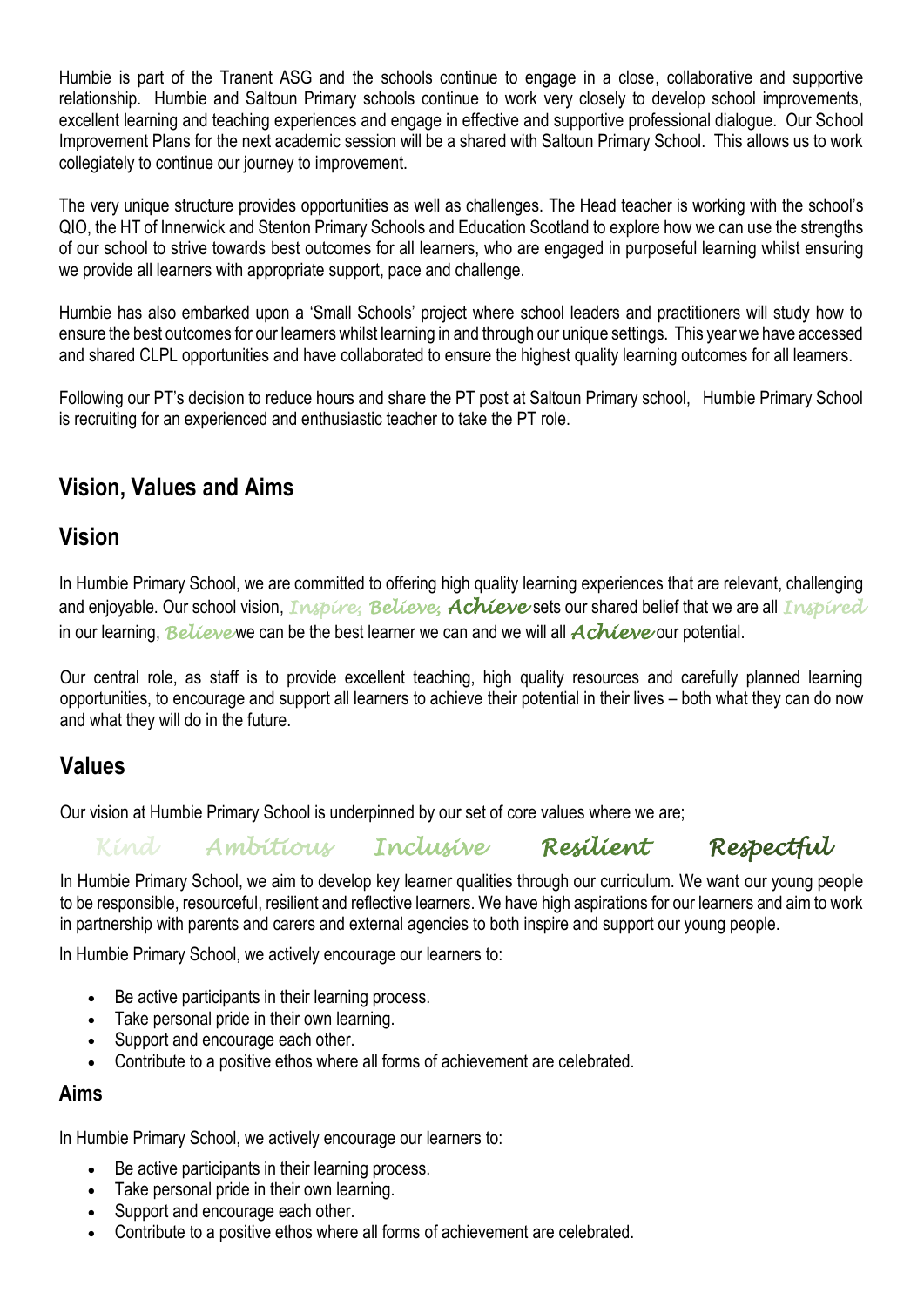Humbie is part of the Tranent ASG and the schools continue to engage in a close, collaborative and supportive relationship. Humbie and Saltoun Primary schools continue to work very closely to develop school improvements, excellent learning and teaching experiences and engage in effective and supportive professional dialogue. Our School Improvement Plans for the next academic session will be a shared with Saltoun Primary School. This allows us to work collegiately to continue our journey to improvement.

The very unique structure provides opportunities as well as challenges. The Head teacher is working with the school's QIO, the HT of Innerwick and Stenton Primary Schools and Education Scotland to explore how we can use the strengths of our school to strive towards best outcomes for all learners, who are engaged in purposeful learning whilst ensuring we provide all learners with appropriate support, pace and challenge.

Humbie has also embarked upon a 'Small Schools' project where school leaders and practitioners will study how to ensure the best outcomes for our learners whilst learning in and through our unique settings. This year we have accessed and shared CLPL opportunities and have collaborated to ensure the highest quality learning outcomes for all learners.

Following our PT's decision to reduce hours and share the PT post at Saltoun Primary school, Humbie Primary School is recruiting for an experienced and enthusiastic teacher to take the PT role.

## Vision, Values and Aims

## Vision

In Humbie Primary School, we are committed to offering high quality learning experiences that are relevant, challenging and enjoyable. Our school vision, *Inspire, Believe, Achieve* sets our shared belief that we are all *Inspired* in our learning, *Believe* we can be the best learner we can and we will all *Achieve* our potential.

Our central role, as staff is to provide excellent teaching, high quality resources and carefully planned learning opportunities, to encourage and support all learners to achieve their potential in their lives – both what they can do now and what they will do in the future.

## Values

Our vision at Humbie Primary School is underpinned by our set of core values where we are;

*Kind Ambitious Inclusive Resilient Respectful*

In Humbie Primary School, we aim to develop key learner qualities through our curriculum. We want our young people to be responsible, resourceful, resilient and reflective learners. We have high aspirations for our learners and aim to work in partnership with parents and carers and external agencies to both inspire and support our young people.

In Humbie Primary School, we actively encourage our learners to:

- Be active participants in their learning process.
- Take personal pride in their own learning.
- Support and encourage each other.
- Contribute to a positive ethos where all forms of achievement are celebrated.

### Aims

In Humbie Primary School, we actively encourage our learners to:

- Be active participants in their learning process.
- Take personal pride in their own learning.
- Support and encourage each other.
- Contribute to a positive ethos where all forms of achievement are celebrated.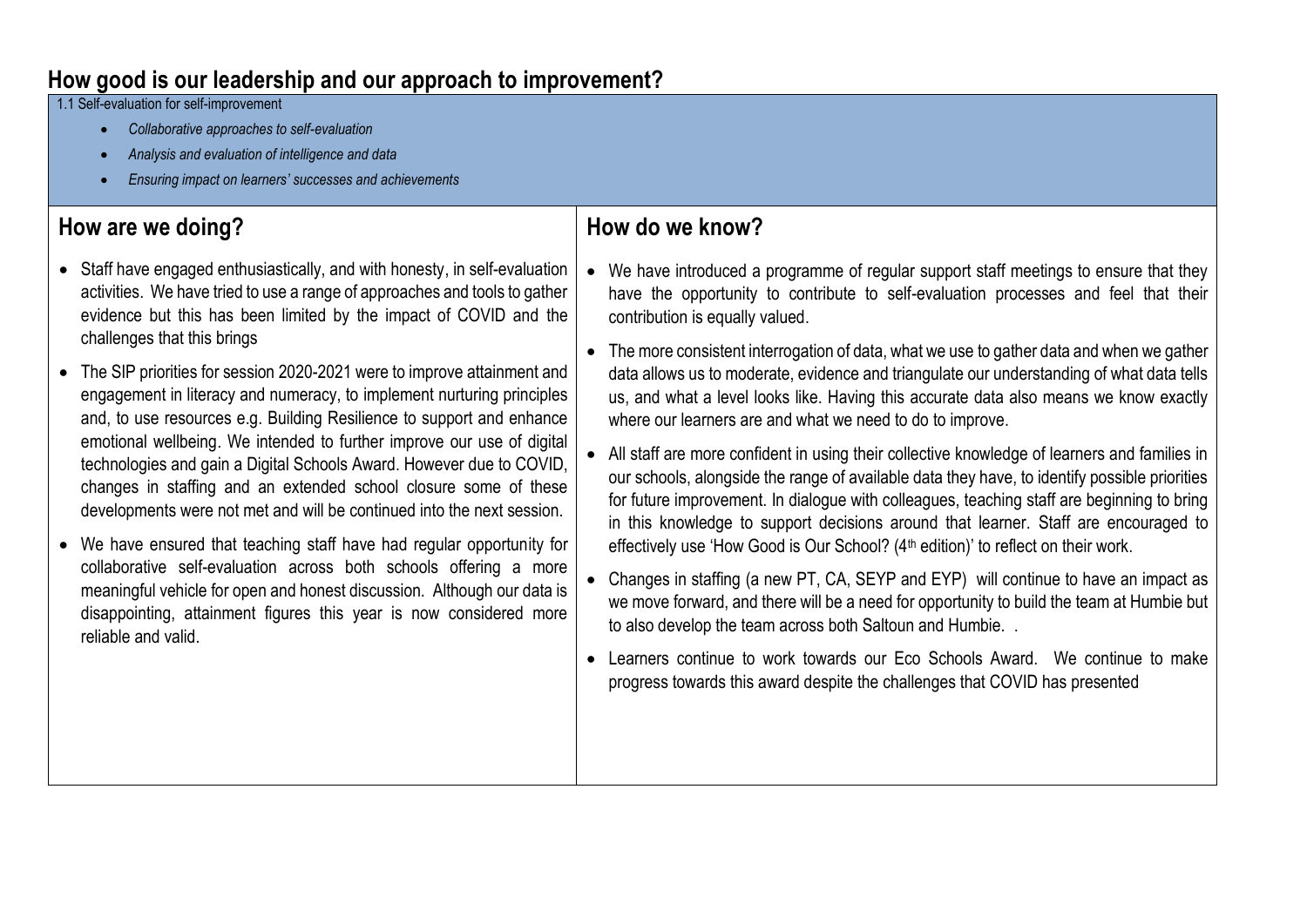## How good is our leadership and our approach to improvement?

1.1 Self-evaluation for self-improvement

- *Collaborative approaches to self-evaluation*
- *Analysis and evaluation of intelligence and data*
- *Ensuring impact on learners' successes and achievements*

| How are we doing? | How do we know? |
|---|---|
| • Staff have engaged enthusiastically, and with honesty, in self-evaluation activities. We have tried to use a range of approaches and tools to gather evidence but this has been limited by the impact of COVID and the challenges that this brings<br><br>• The SIP priorities for session 2020-2021 were to improve attainment and engagement in literacy and numeracy, to implement nurturing principles and, to use resources e.g. Building Resilience to support and enhance emotional wellbeing. We intended to further improve our use of digital technologies and gain a Digital Schools Award. However due to COVID, changes in staffing and an extended school closure some of these developments were not met and will be continued into the next session.<br><br>• We have ensured that teaching staff have had regular opportunity for collaborative self-evaluation across both schools offering a more meaningful vehicle for open and honest discussion. Although our data is disappointing, attainment figures this year is now considered more reliable and valid. | • We have introduced a programme of regular support staff meetings to ensure that they have the opportunity to contribute to self-evaluation processes and feel that their contribution is equally valued.<br><br>• The more consistent interrogation of data, what we use to gather data and when we gather data allows us to moderate, evidence and triangulate our understanding of what data tells us, and what a level looks like. Having this accurate data also means we know exactly where our learners are and what we need to do to improve.<br><br>• All staff are more confident in using their collective knowledge of learners and families in our schools, alongside the range of available data they have, to identify possible priorities for future improvement. In dialogue with colleagues, teaching staff are beginning to bring in this knowledge to support decisions around that learner. Staff are encouraged to effectively use 'How Good is Our School? (4th edition)' to reflect on their work.<br><br>• Changes in staffing (a new PT, CA, SEYP and EYP) will continue to have an impact as we move forward, and there will be a need for opportunity to build the team at Humbie but to also develop the team across both Saltoun and Humbie. .<br><br>• Learners continue to work towards our Eco Schools Award. We continue to make progress towards this award despite the challenges that COVID has presented |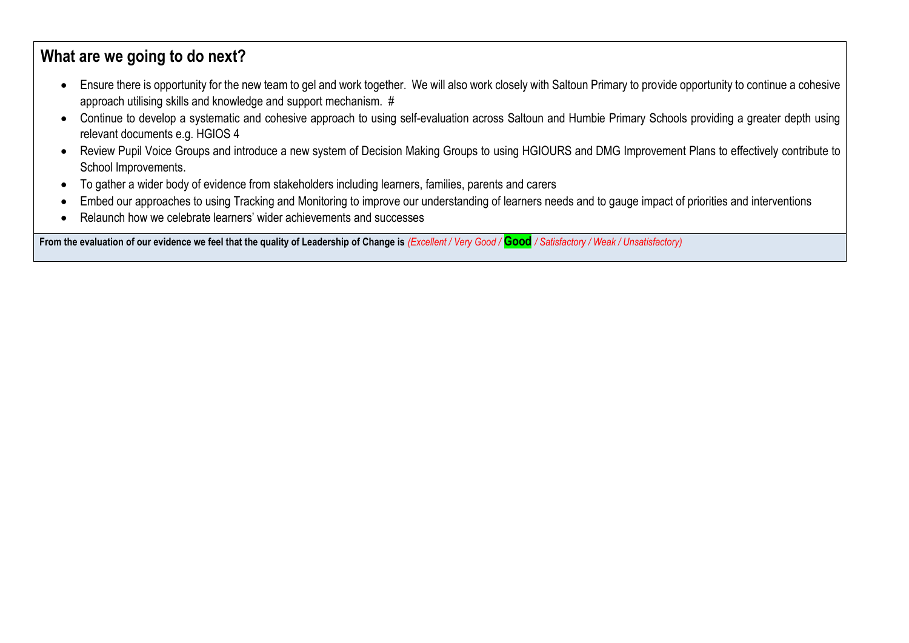## What are we going to do next?

- Ensure there is opportunity for the new team to gel and work together. We will also work closely with Saltoun Primary to provide opportunity to continue a cohesive approach utilising skills and knowledge and support mechanism. #
- Continue to develop a systematic and cohesive approach to using self-evaluation across Saltoun and Humbie Primary Schools providing a greater depth using relevant documents e.g. HGIOS 4
- Review Pupil Voice Groups and introduce a new system of Decision Making Groups to using HGIOURS and DMG Improvement Plans to effectively contribute to School Improvements.
- To gather a wider body of evidence from stakeholders including learners, families, parents and carers
- Embed our approaches to using Tracking and Monitoring to improve our understanding of learners needs and to gauge impact of priorities and interventions
- Relaunch how we celebrate learners' wider achievements and successes

**From the evaluation of our evidence we feel that the quality of Leadership of Change is** *(Excellent / Very Good /* **Good** */ Satisfactory / Weak / Unsatisfactory)*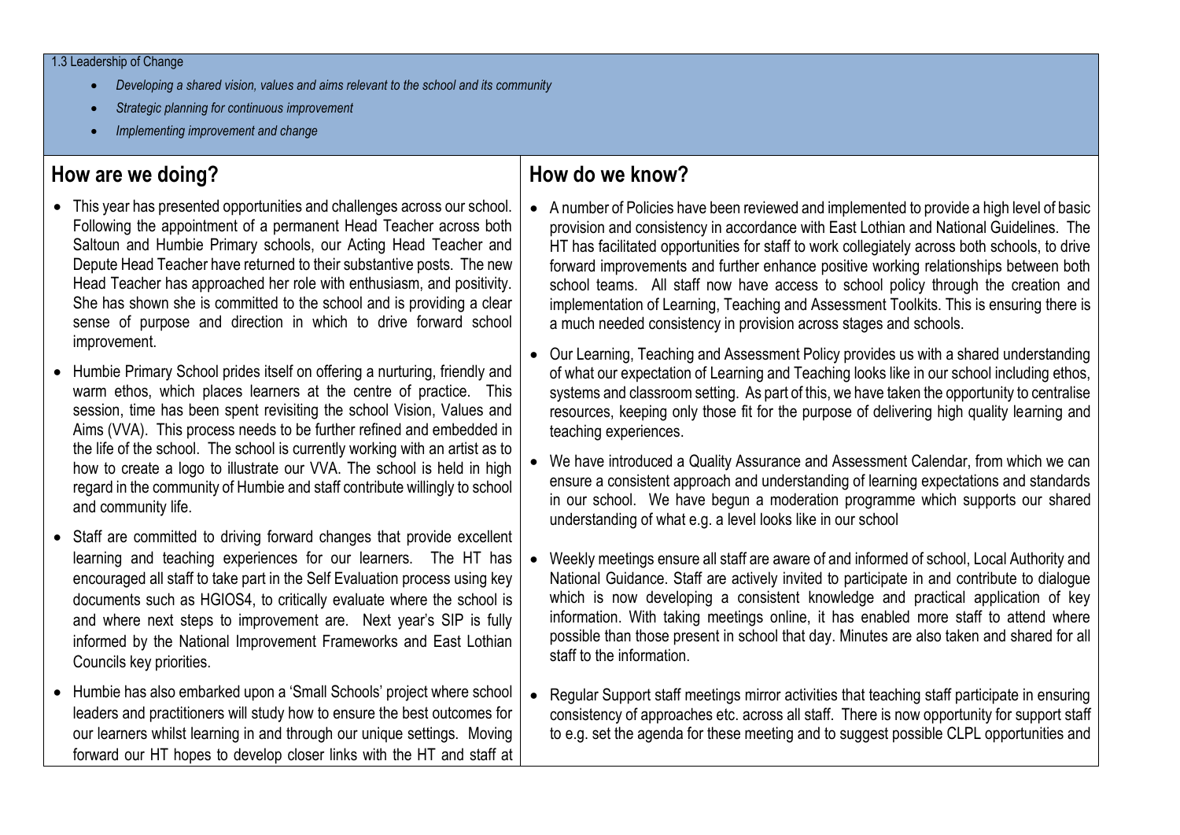1.3 Leadership of Change

- *Developing a shared vision, values and aims relevant to the school and its community*
- *Strategic planning for continuous improvement*
- *Implementing improvement and change*

## How are we doing?

- This year has presented opportunities and challenges across our school. Following the appointment of a permanent Head Teacher across both Saltoun and Humbie Primary schools, our Acting Head Teacher and Depute Head Teacher have returned to their substantive posts. The new Head Teacher has approached her role with enthusiasm, and positivity. She has shown she is committed to the school and is providing a clear sense of purpose and direction in which to drive forward school improvement.
- Humbie Primary School prides itself on offering a nurturing, friendly and warm ethos, which places learners at the centre of practice. This session, time has been spent revisiting the school Vision, Values and Aims (VVA). This process needs to be further refined and embedded in the life of the school. The school is currently working with an artist as to how to create a logo to illustrate our VVA. The school is held in high regard in the community of Humbie and staff contribute willingly to school and community life.
- Staff are committed to driving forward changes that provide excellent learning and teaching experiences for our learners. The HT has encouraged all staff to take part in the Self Evaluation process using key documents such as HGIOS4, to critically evaluate where the school is and where next steps to improvement are. Next year's SIP is fully informed by the National Improvement Frameworks and East Lothian Councils key priorities.
- Humbie has also embarked upon a 'Small Schools' project where school leaders and practitioners will study how to ensure the best outcomes for our learners whilst learning in and through our unique settings. Moving forward our HT hopes to develop closer links with the HT and staff at

## How do we know?

- A number of Policies have been reviewed and implemented to provide a high level of basic provision and consistency in accordance with East Lothian and National Guidelines. The HT has facilitated opportunities for staff to work collegiately across both schools, to drive forward improvements and further enhance positive working relationships between both school teams. All staff now have access to school policy through the creation and implementation of Learning, Teaching and Assessment Toolkits. This is ensuring there is a much needed consistency in provision across stages and schools.
- Our Learning, Teaching and Assessment Policy provides us with a shared understanding of what our expectation of Learning and Teaching looks like in our school including ethos, systems and classroom setting. As part of this, we have taken the opportunity to centralise resources, keeping only those fit for the purpose of delivering high quality learning and teaching experiences.
- We have introduced a Quality Assurance and Assessment Calendar, from which we can ensure a consistent approach and understanding of learning expectations and standards in our school. We have begun a moderation programme which supports our shared understanding of what e.g. a level looks like in our school
- Weekly meetings ensure all staff are aware of and informed of school, Local Authority and National Guidance. Staff are actively invited to participate in and contribute to dialogue which is now developing a consistent knowledge and practical application of key information. With taking meetings online, it has enabled more staff to attend where possible than those present in school that day. Minutes are also taken and shared for all staff to the information.
- Regular Support staff meetings mirror activities that teaching staff participate in ensuring consistency of approaches etc. across all staff. There is now opportunity for support staff to e.g. set the agenda for these meeting and to suggest possible CLPL opportunities and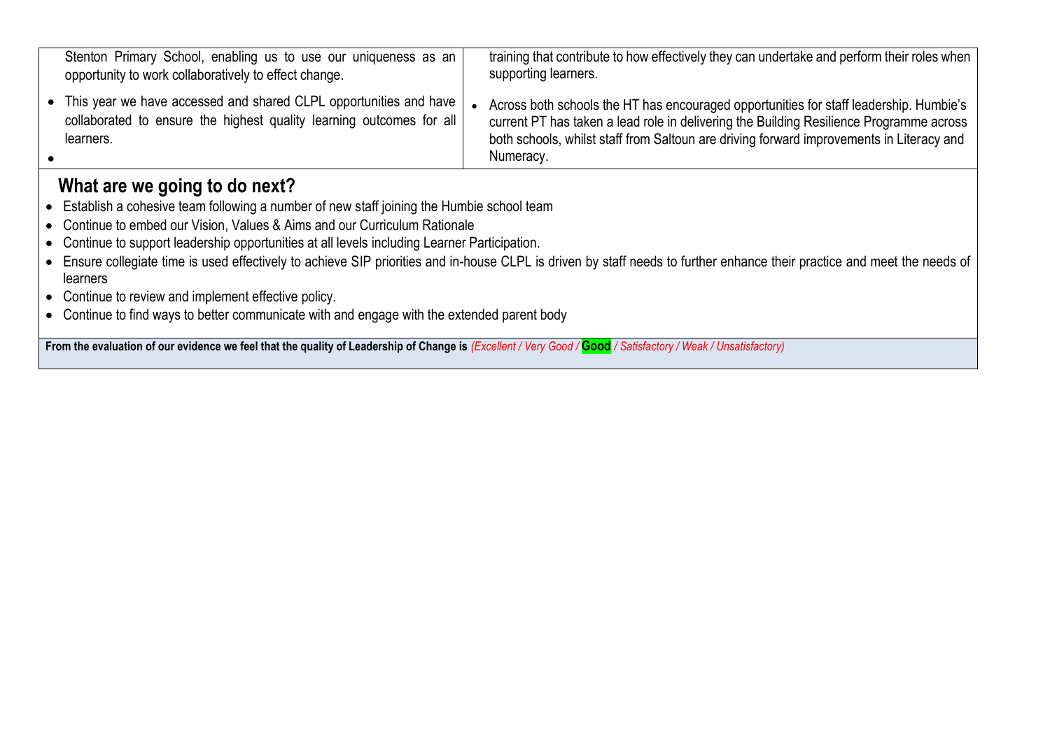| | |
|---|---|
| Stenton Primary School, enabling us to use our uniqueness as an opportunity to work collaboratively to effect change.<br>• This year we have accessed and shared CLPL opportunities and have collaborated to ensure the highest quality learning outcomes for all learners.<br>• | training that contribute to how effectively they can undertake and perform their roles when supporting learners.<br>• Across both schools the HT has encouraged opportunities for staff leadership. Humbie's current PT has taken a lead role in delivering the Building Resilience Programme across both schools, whilst staff from Saltoun are driving forward improvements in Literacy and Numeracy. |

## What are we going to do next?

- Establish a cohesive team following a number of new staff joining the Humbie school team
- Continue to embed our Vision, Values & Aims and our Curriculum Rationale
- Continue to support leadership opportunities at all levels including Learner Participation.
- Ensure collegiate time is used effectively to achieve SIP priorities and in-house CLPL is driven by staff needs to further enhance their practice and meet the needs of learners
- Continue to review and implement effective policy.
- Continue to find ways to better communicate with and engage with the extended parent body

**From the evaluation of our evidence we feel that the quality of Leadership of Change is** *(Excellent / Very Good /* **Good** */ Satisfactory / Weak / Unsatisfactory)*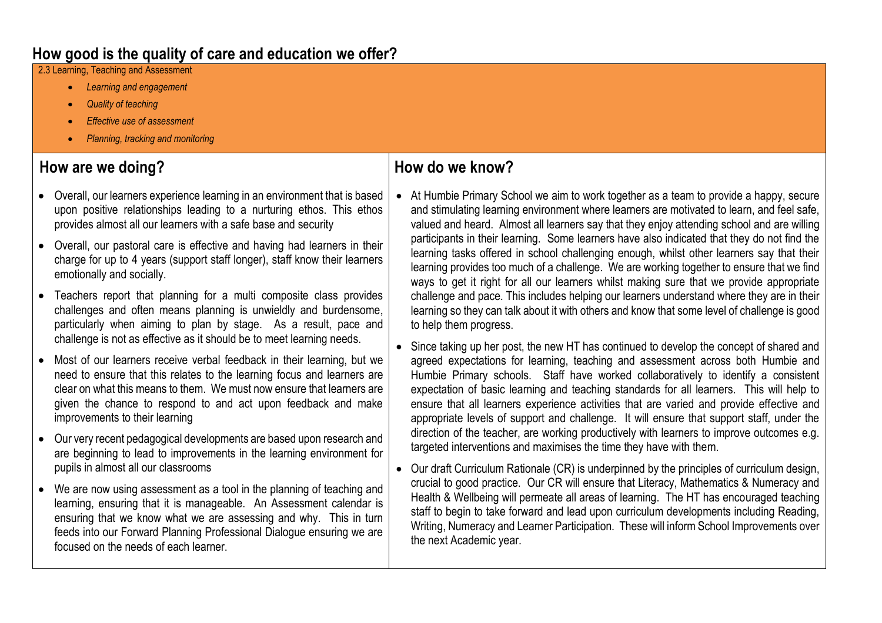## How good is the quality of care and education we offer?

2.3 Learning, Teaching and Assessment

- *Learning and engagement*
- *Quality of teaching*
- *Effective use of assessment*
- *Planning, tracking and monitoring*

| How are we doing? | How do we know? |
| --- | --- |
| • Overall, our learners experience learning in an environment that is based upon positive relationships leading to a nurturing ethos. This ethos provides almost all our learners with a safe base and security<br>• Overall, our pastoral care is effective and having had learners in their charge for up to 4 years (support staff longer), staff know their learners emotionally and socially.<br>• Teachers report that planning for a multi composite class provides challenges and often means planning is unwieldly and burdensome, particularly when aiming to plan by stage. As a result, pace and challenge is not as effective as it should be to meet learning needs.<br>• Most of our learners receive verbal feedback in their learning, but we need to ensure that this relates to the learning focus and learners are clear on what this means to them. We must now ensure that learners are given the chance to respond to and act upon feedback and make improvements to their learning<br>• Our very recent pedagogical developments are based upon research and are beginning to lead to improvements in the learning environment for pupils in almost all our classrooms<br>• We are now using assessment as a tool in the planning of teaching and learning, ensuring that it is manageable. An Assessment calendar is ensuring that we know what we are assessing and why. This in turn feeds into our Forward Planning Professional Dialogue ensuring we are focused on the needs of each learner. | • At Humbie Primary School we aim to work together as a team to provide a happy, secure and stimulating learning environment where learners are motivated to learn, and feel safe, valued and heard. Almost all learners say that they enjoy attending school and are willing participants in their learning. Some learners have also indicated that they do not find the learning tasks offered in school challenging enough, whilst other learners say that their learning provides too much of a challenge. We are working together to ensure that we find ways to get it right for all our learners whilst making sure that we provide appropriate challenge and pace. This includes helping our learners understand where they are in their learning so they can talk about it with others and know that some level of challenge is good to help them progress.<br>• Since taking up her post, the new HT has continued to develop the concept of shared and agreed expectations for learning, teaching and assessment across both Humbie and Humbie Primary schools. Staff have worked collaboratively to identify a consistent expectation of basic learning and teaching standards for all learners. This will help to ensure that all learners experience activities that are varied and provide effective and appropriate levels of support and challenge. It will ensure that support staff, under the direction of the teacher, are working productively with learners to improve outcomes e.g. targeted interventions and maximises the time they have with them.<br>• Our draft Curriculum Rationale (CR) is underpinned by the principles of curriculum design, crucial to good practice. Our CR will ensure that Literacy, Mathematics & Numeracy and Health & Wellbeing will permeate all areas of learning. The HT has encouraged teaching staff to begin to take forward and lead upon curriculum developments including Reading, Writing, Numeracy and Learner Participation. These will inform School Improvements over the next Academic year. |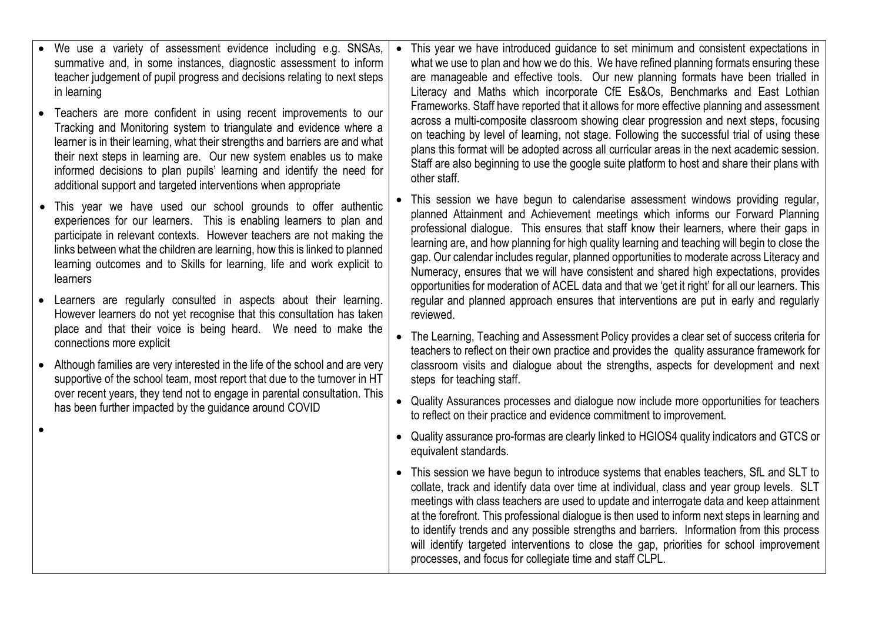| | |
|---|---|
| <ul><li>We use a variety of assessment evidence including e.g. SNSAs, summative and, in some instances, diagnostic assessment to inform teacher judgement of pupil progress and decisions relating to next steps in learning</li><li>Teachers are more confident in using recent improvements to our Tracking and Monitoring system to triangulate and evidence where a learner is in their learning, what their strengths and barriers are and what their next steps in learning are. Our new system enables us to make informed decisions to plan pupils' learning and identify the need for additional support and targeted interventions when appropriate</li><li>This year we have used our school grounds to offer authentic experiences for our learners. This is enabling learners to plan and participate in relevant contexts. However teachers are not making the links between what the children are learning, how this is linked to planned learning outcomes and to Skills for learning, life and work explicit to learners</li><li>Learners are regularly consulted in aspects about their learning. However learners do not yet recognise that this consultation has taken place and that their voice is being heard. We need to make the connections more explicit</li><li>Although families are very interested in the life of the school and are very supportive of the school team, most report that due to the turnover in HT over recent years, they tend not to engage in parental consultation. This has been further impacted by the guidance around COVID</li><li></li></ul> | <ul><li>This year we have introduced guidance to set minimum and consistent expectations in what we use to plan and how we do this. We have refined planning formats ensuring these are manageable and effective tools. Our new planning formats have been trialled in Literacy and Maths which incorporate CfE Es&Os, Benchmarks and East Lothian Frameworks. Staff have reported that it allows for more effective planning and assessment across a multi-composite classroom showing clear progression and next steps, focusing on teaching by level of learning, not stage. Following the successful trial of using these plans this format will be adopted across all curricular areas in the next academic session. Staff are also beginning to use the google suite platform to host and share their plans with other staff.</li><li>This session we have begun to calendarise assessment windows providing regular, planned Attainment and Achievement meetings which informs our Forward Planning professional dialogue. This ensures that staff know their learners, where their gaps in learning are, and how planning for high quality learning and teaching will begin to close the gap. Our calendar includes regular, planned opportunities to moderate across Literacy and Numeracy, ensures that we will have consistent and shared high expectations, provides opportunities for moderation of ACEL data and that we 'get it right' for all our learners. This regular and planned approach ensures that interventions are put in early and regularly reviewed.</li><li>The Learning, Teaching and Assessment Policy provides a clear set of success criteria for teachers to reflect on their own practice and provides the quality assurance framework for classroom visits and dialogue about the strengths, aspects for development and next steps for teaching staff.</li><li>Quality Assurances processes and dialogue now include more opportunities for teachers to reflect on their practice and evidence commitment to improvement.</li><li>Quality assurance pro-formas are clearly linked to HGIOS4 quality indicators and GTCS or equivalent standards.</li><li>This session we have begun to introduce systems that enables teachers, SfL and SLT to collate, track and identify data over time at individual, class and year group levels. SLT meetings with class teachers are used to update and interrogate data and keep attainment at the forefront. This professional dialogue is then used to inform next steps in learning and to identify trends and any possible strengths and barriers. Information from this process will identify targeted interventions to close the gap, priorities for school improvement processes, and focus for collegiate time and staff CLPL.</li></ul> |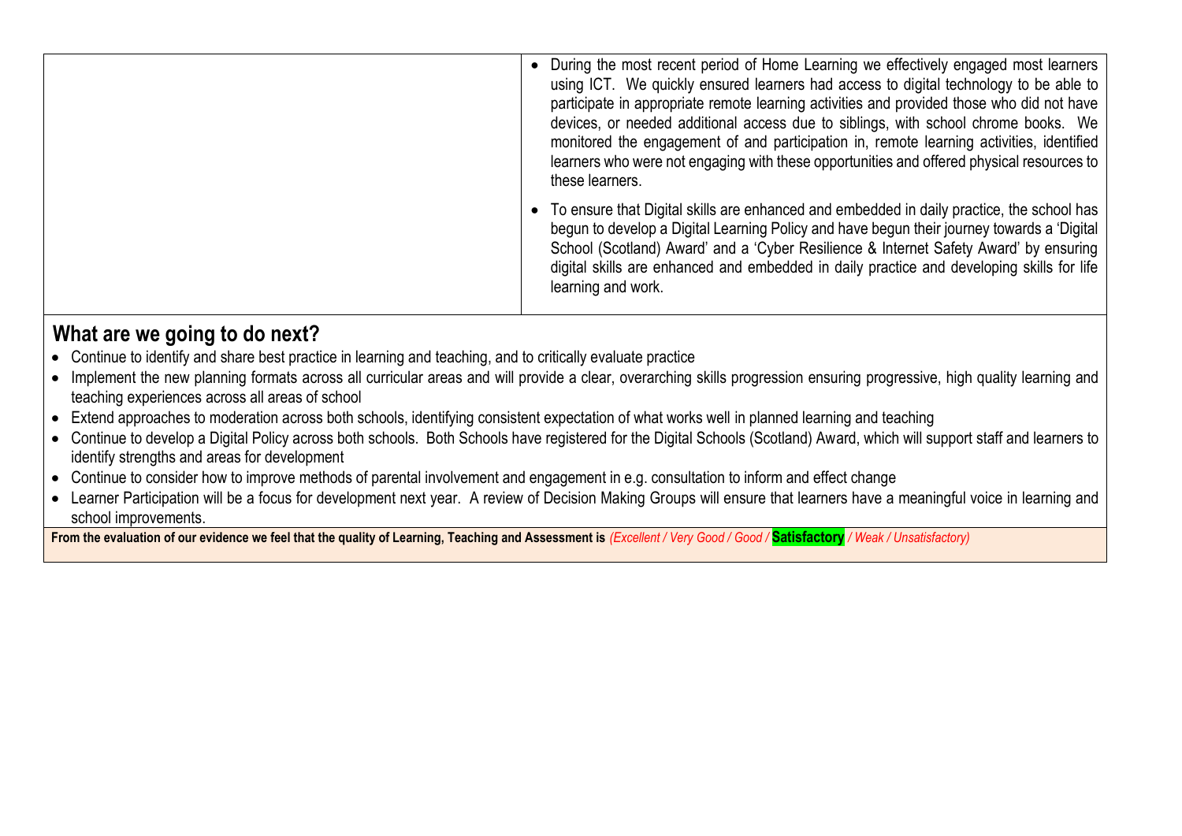| | |
|---|---|
| | • During the most recent period of Home Learning we effectively engaged most learners using ICT. We quickly ensured learners had access to digital technology to be able to participate in appropriate remote learning activities and provided those who did not have devices, or needed additional access due to siblings, with school chrome books. We monitored the engagement of and participation in, remote learning activities, identified learners who were not engaging with these opportunities and offered physical resources to these learners.<br><br>• To ensure that Digital skills are enhanced and embedded in daily practice, the school has begun to develop a Digital Learning Policy and have begun their journey towards a 'Digital School (Scotland) Award' and a 'Cyber Resilience & Internet Safety Award' by ensuring digital skills are enhanced and embedded in daily practice and developing skills for life learning and work. |

## What are we going to do next?

- Continue to identify and share best practice in learning and teaching, and to critically evaluate practice
- Implement the new planning formats across all curricular areas and will provide a clear, overarching skills progression ensuring progressive, high quality learning and teaching experiences across all areas of school
- Extend approaches to moderation across both schools, identifying consistent expectation of what works well in planned learning and teaching
- Continue to develop a Digital Policy across both schools. Both Schools have registered for the Digital Schools (Scotland) Award, which will support staff and learners to identify strengths and areas for development
- Continue to consider how to improve methods of parental involvement and engagement in e.g. consultation to inform and effect change
- Learner Participation will be a focus for development next year. A review of Decision Making Groups will ensure that learners have a meaningful voice in learning and school improvements.

**From the evaluation of our evidence we feel that the quality of Learning, Teaching and Assessment is** *(Excellent / Very Good / Good /* **Satisfactory** */ Weak / Unsatisfactory)*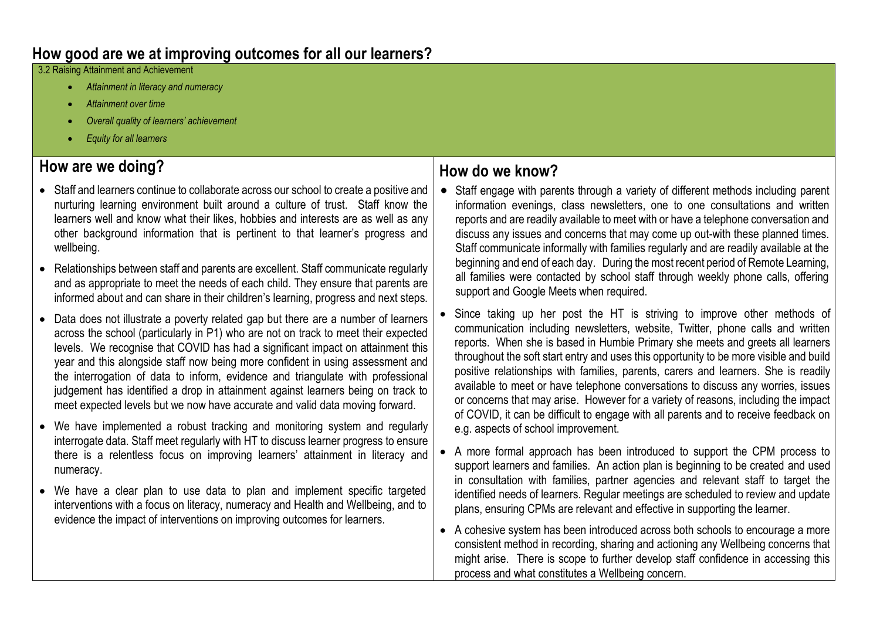## How good are we at improving outcomes for all our learners?

3.2 Raising Attainment and Achievement

- *Attainment in literacy and numeracy*
- *Attainment over time*
- *Overall quality of learners' achievement*
- *Equity for all learners*

### How are we doing?

- Staff and learners continue to collaborate across our school to create a positive and nurturing learning environment built around a culture of trust. Staff know the learners well and know what their likes, hobbies and interests are as well as any other background information that is pertinent to that learner's progress and wellbeing.
- Relationships between staff and parents are excellent. Staff communicate regularly and as appropriate to meet the needs of each child. They ensure that parents are informed about and can share in their children's learning, progress and next steps.
- Data does not illustrate a poverty related gap but there are a number of learners across the school (particularly in P1) who are not on track to meet their expected levels. We recognise that COVID has had a significant impact on attainment this year and this alongside staff now being more confident in using assessment and the interrogation of data to inform, evidence and triangulate with professional judgement has identified a drop in attainment against learners being on track to meet expected levels but we now have accurate and valid data moving forward.
- We have implemented a robust tracking and monitoring system and regularly interrogate data. Staff meet regularly with HT to discuss learner progress to ensure there is a relentless focus on improving learners' attainment in literacy and numeracy.
- We have a clear plan to use data to plan and implement specific targeted interventions with a focus on literacy, numeracy and Health and Wellbeing, and to evidence the impact of interventions on improving outcomes for learners.

### How do we know?

- Staff engage with parents through a variety of different methods including parent information evenings, class newsletters, one to one consultations and written reports and are readily available to meet with or have a telephone conversation and discuss any issues and concerns that may come up out-with these planned times. Staff communicate informally with families regularly and are readily available at the beginning and end of each day. During the most recent period of Remote Learning, all families were contacted by school staff through weekly phone calls, offering support and Google Meets when required.
- Since taking up her post the HT is striving to improve other methods of communication including newsletters, website, Twitter, phone calls and written reports. When she is based in Humbie Primary she meets and greets all learners throughout the soft start entry and uses this opportunity to be more visible and build positive relationships with families, parents, carers and learners. She is readily available to meet or have telephone conversations to discuss any worries, issues or concerns that may arise. However for a variety of reasons, including the impact of COVID, it can be difficult to engage with all parents and to receive feedback on e.g. aspects of school improvement.
- A more formal approach has been introduced to support the CPM process to support learners and families. An action plan is beginning to be created and used in consultation with families, partner agencies and relevant staff to target the identified needs of learners. Regular meetings are scheduled to review and update plans, ensuring CPMs are relevant and effective in supporting the learner.
- A cohesive system has been introduced across both schools to encourage a more consistent method in recording, sharing and actioning any Wellbeing concerns that might arise. There is scope to further develop staff confidence in accessing this process and what constitutes a Wellbeing concern.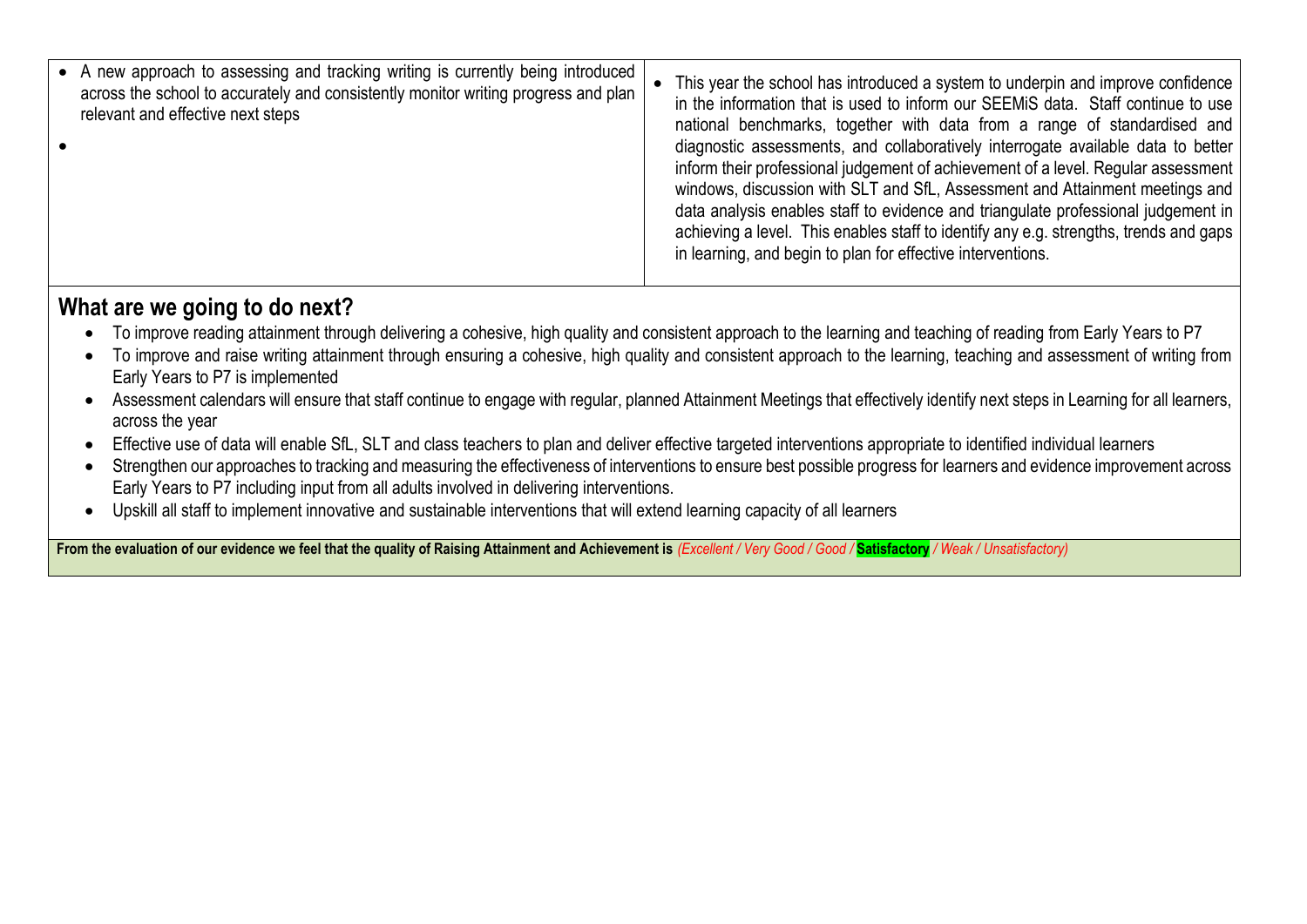| | |
|---|---|
| • A new approach to assessing and tracking writing is currently being introduced across the school to accurately and consistently monitor writing progress and plan relevant and effective next steps<br>• | • This year the school has introduced a system to underpin and improve confidence in the information that is used to inform our SEEMiS data. Staff continue to use national benchmarks, together with data from a range of standardised and diagnostic assessments, and collaboratively interrogate available data to better inform their professional judgement of achievement of a level. Regular assessment windows, discussion with SLT and SfL, Assessment and Attainment meetings and data analysis enables staff to evidence and triangulate professional judgement in achieving a level. This enables staff to identify any e.g. strengths, trends and gaps in learning, and begin to plan for effective interventions. |

## What are we going to do next?

- To improve reading attainment through delivering a cohesive, high quality and consistent approach to the learning and teaching of reading from Early Years to P7
- To improve and raise writing attainment through ensuring a cohesive, high quality and consistent approach to the learning, teaching and assessment of writing from Early Years to P7 is implemented
- Assessment calendars will ensure that staff continue to engage with regular, planned Attainment Meetings that effectively identify next steps in Learning for all learners, across the year
- Effective use of data will enable SfL, SLT and class teachers to plan and deliver effective targeted interventions appropriate to identified individual learners
- Strengthen our approaches to tracking and measuring the effectiveness of interventions to ensure best possible progress for learners and evidence improvement across Early Years to P7 including input from all adults involved in delivering interventions.
- Upskill all staff to implement innovative and sustainable interventions that will extend learning capacity of all learners

**From the evaluation of our evidence we feel that the quality of Raising Attainment and Achievement is** *(Excellent / Very Good / Good /* **Satisfactory** */ Weak / Unsatisfactory)*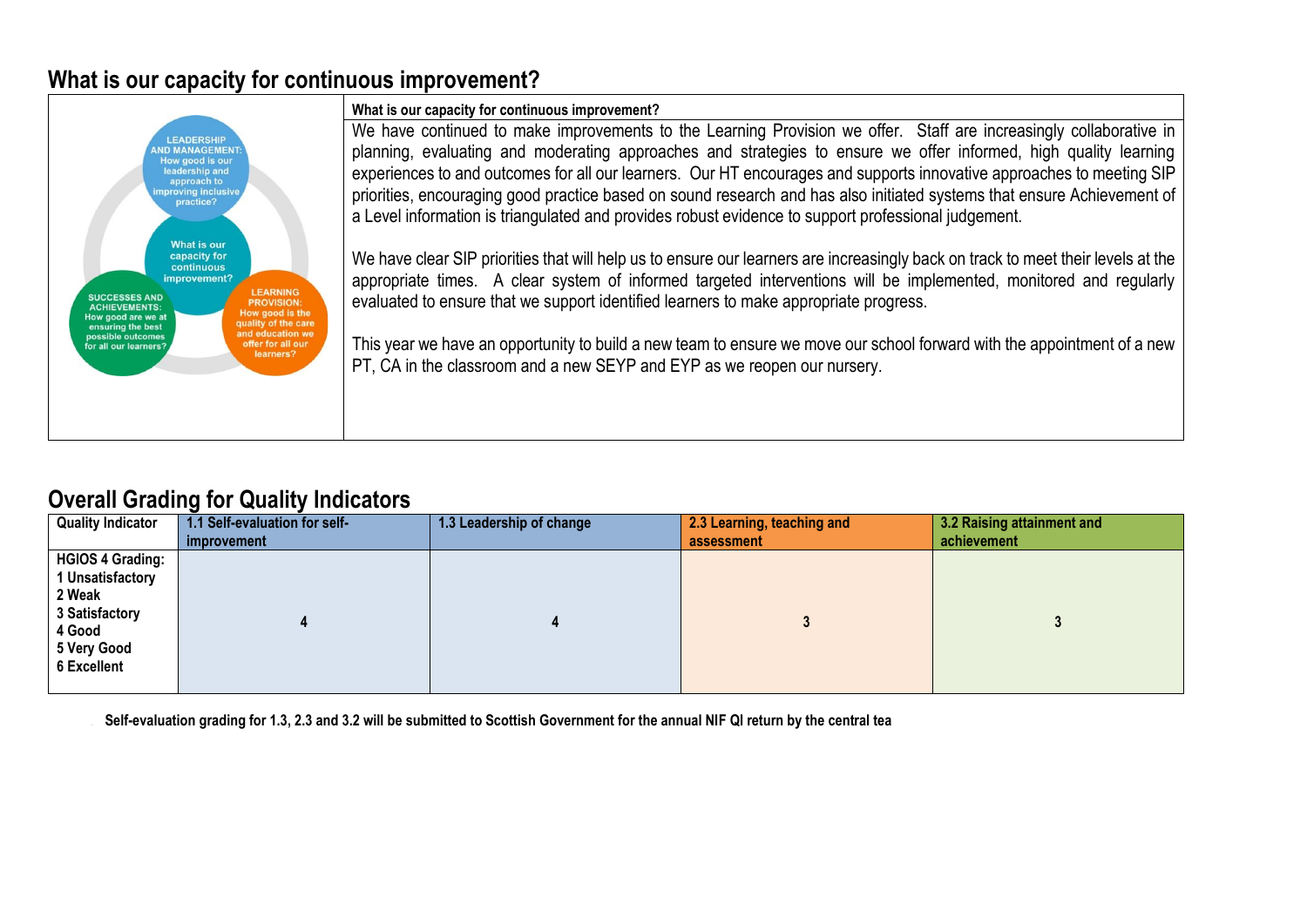## What is our capacity for continuous improvement?

LEADERSHIP AND MANAGEMENT: How good is our leadership and approach to improving inclusive practice?

What is our capacity for continuous improvement?

SUCCESSES AND ACHIEVEMENTS: How good are we at ensuring the best possible outcomes for all our learners?

LEARNING PROVISION: How good is the quality of the care and education we offer for all our learners?

**What is our capacity for continuous improvement?**

We have continued to make improvements to the Learning Provision we offer. Staff are increasingly collaborative in planning, evaluating and moderating approaches and strategies to ensure we offer informed, high quality learning experiences to and outcomes for all our learners. Our HT encourages and supports innovative approaches to meeting SIP priorities, encouraging good practice based on sound research and has also initiated systems that ensure Achievement of a Level information is triangulated and provides robust evidence to support professional judgement.

We have clear SIP priorities that will help us to ensure our learners are increasingly back on track to meet their levels at the appropriate times. A clear system of informed targeted interventions will be implemented, monitored and regularly evaluated to ensure that we support identified learners to make appropriate progress.

This year we have an opportunity to build a new team to ensure we move our school forward with the appointment of a new PT, CA in the classroom and a new SEYP and EYP as we reopen our nursery.

## Overall Grading for Quality Indicators

| Quality Indicator | 1.1 Self-evaluation for self-improvement | 1.3 Leadership of change | 2.3 Learning, teaching and assessment | 3.2 Raising attainment and achievement |
|---|---|---|---|---|
| **HGIOS 4 Grading:**<br>**1 Unsatisfactory**<br>**2 Weak**<br>**3 Satisfactory**<br>**4 Good**<br>**5 Very Good**<br>**6 Excellent** | 4 | 4 | 3 | 3 |

**Self-evaluation grading for 1.3, 2.3 and 3.2 will be submitted to Scottish Government for the annual NIF QI return by the central tea**